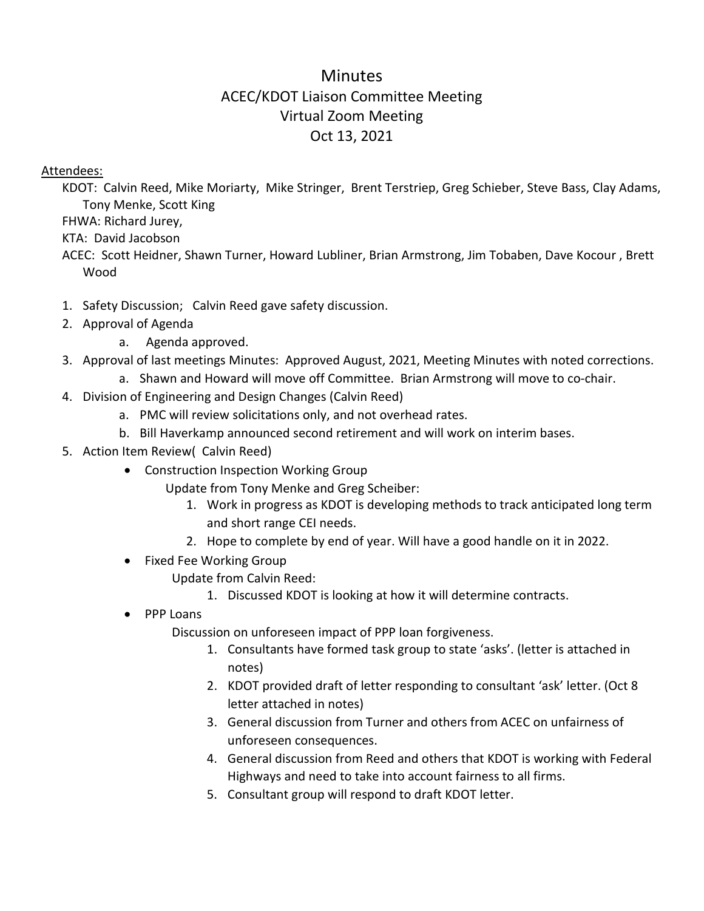# Minutes
## ACEC/KDOT Liaison Committee Meeting
## Virtual Zoom Meeting
## Oct 13, 2021

Attendees:

KDOT: Calvin Reed, Mike Moriarty, Mike Stringer, Brent Terstriep, Greg Schieber, Steve Bass, Clay Adams, Tony Menke, Scott King

FHWA: Richard Jurey,

KTA: David Jacobson

ACEC: Scott Heidner, Shawn Turner, Howard Lubliner, Brian Armstrong, Jim Tobaben, Dave Kocour , Brett Wood

1. Safety Discussion; Calvin Reed gave safety discussion.
2. Approval of Agenda
   a. Agenda approved.
3. Approval of last meetings Minutes: Approved August, 2021, Meeting Minutes with noted corrections.
   a. Shawn and Howard will move off Committee. Brian Armstrong will move to co-chair.
4. Division of Engineering and Design Changes (Calvin Reed)
   a. PMC will review solicitations only, and not overhead rates.
   b. Bill Haverkamp announced second retirement and will work on interim bases.
5. Action Item Review( Calvin Reed)
   - Construction Inspection Working Group

     Update from Tony Menke and Greg Scheiber:

     1. Work in progress as KDOT is developing methods to track anticipated long term and short range CEI needs.
     2. Hope to complete by end of year. Will have a good handle on it in 2022.
   - Fixed Fee Working Group

     Update from Calvin Reed:

     1. Discussed KDOT is looking at how it will determine contracts.
   - PPP Loans

     Discussion on unforeseen impact of PPP loan forgiveness.

     1. Consultants have formed task group to state 'asks'. (letter is attached in notes)
     2. KDOT provided draft of letter responding to consultant 'ask' letter. (Oct 8 letter attached in notes)
     3. General discussion from Turner and others from ACEC on unfairness of unforeseen consequences.
     4. General discussion from Reed and others that KDOT is working with Federal Highways and need to take into account fairness to all firms.
     5. Consultant group will respond to draft KDOT letter.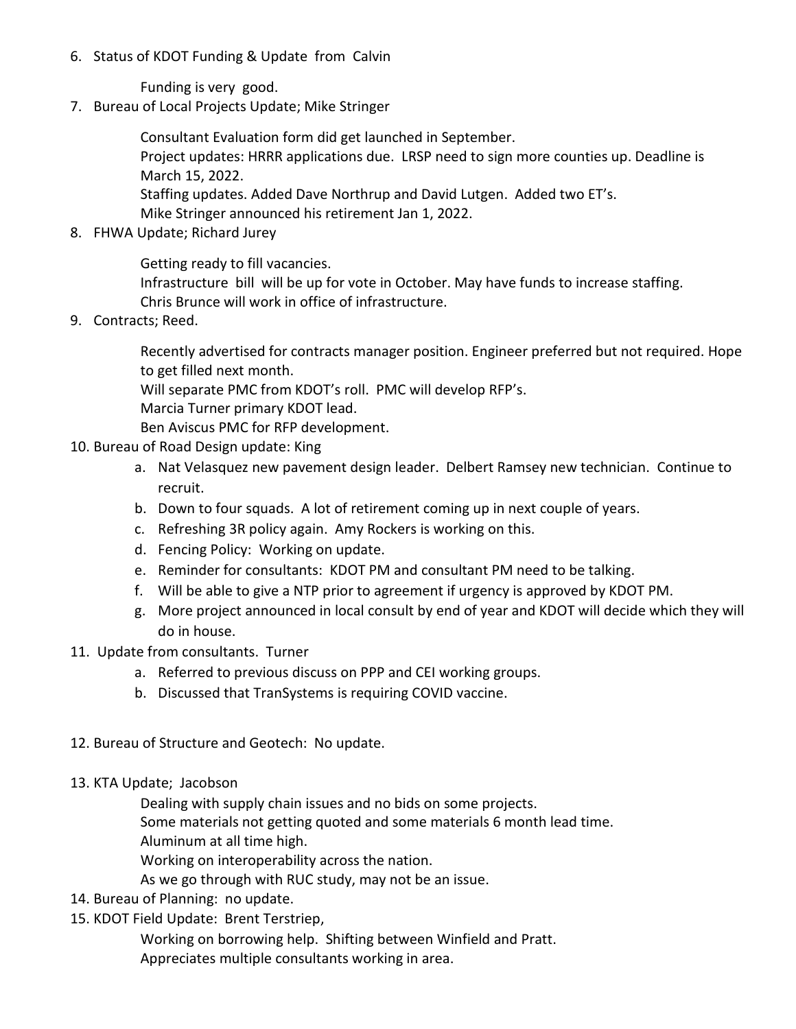6. Status of KDOT Funding & Update from Calvin

   Funding is very good.

7. Bureau of Local Projects Update; Mike Stringer

   Consultant Evaluation form did get launched in September.
   Project updates: HRRR applications due. LRSP need to sign more counties up. Deadline is March 15, 2022.
   Staffing updates. Added Dave Northrup and David Lutgen. Added two ET's.
   Mike Stringer announced his retirement Jan 1, 2022.

8. FHWA Update; Richard Jurey

   Getting ready to fill vacancies.
   Infrastructure bill will be up for vote in October. May have funds to increase staffing.
   Chris Brunce will work in office of infrastructure.

9. Contracts; Reed.

   Recently advertised for contracts manager position. Engineer preferred but not required. Hope to get filled next month.
   Will separate PMC from KDOT's roll. PMC will develop RFP's.
   Marcia Turner primary KDOT lead.
   Ben Aviscus PMC for RFP development.

10. Bureau of Road Design update: King
    a. Nat Velasquez new pavement design leader. Delbert Ramsey new technician. Continue to recruit.
    b. Down to four squads. A lot of retirement coming up in next couple of years.
    c. Refreshing 3R policy again. Amy Rockers is working on this.
    d. Fencing Policy: Working on update.
    e. Reminder for consultants: KDOT PM and consultant PM need to be talking.
    f. Will be able to give a NTP prior to agreement if urgency is approved by KDOT PM.
    g. More project announced in local consult by end of year and KDOT will decide which they will do in house.

11. Update from consultants. Turner
    a. Referred to previous discuss on PPP and CEI working groups.
    b. Discussed that TranSystems is requiring COVID vaccine.

12. Bureau of Structure and Geotech: No update.

13. KTA Update; Jacobson

    Dealing with supply chain issues and no bids on some projects.
    Some materials not getting quoted and some materials 6 month lead time.
    Aluminum at all time high.
    Working on interoperability across the nation.
    As we go through with RUC study, may not be an issue.

14. Bureau of Planning: no update.

15. KDOT Field Update: Brent Terstriep,

    Working on borrowing help. Shifting between Winfield and Pratt.
    Appreciates multiple consultants working in area.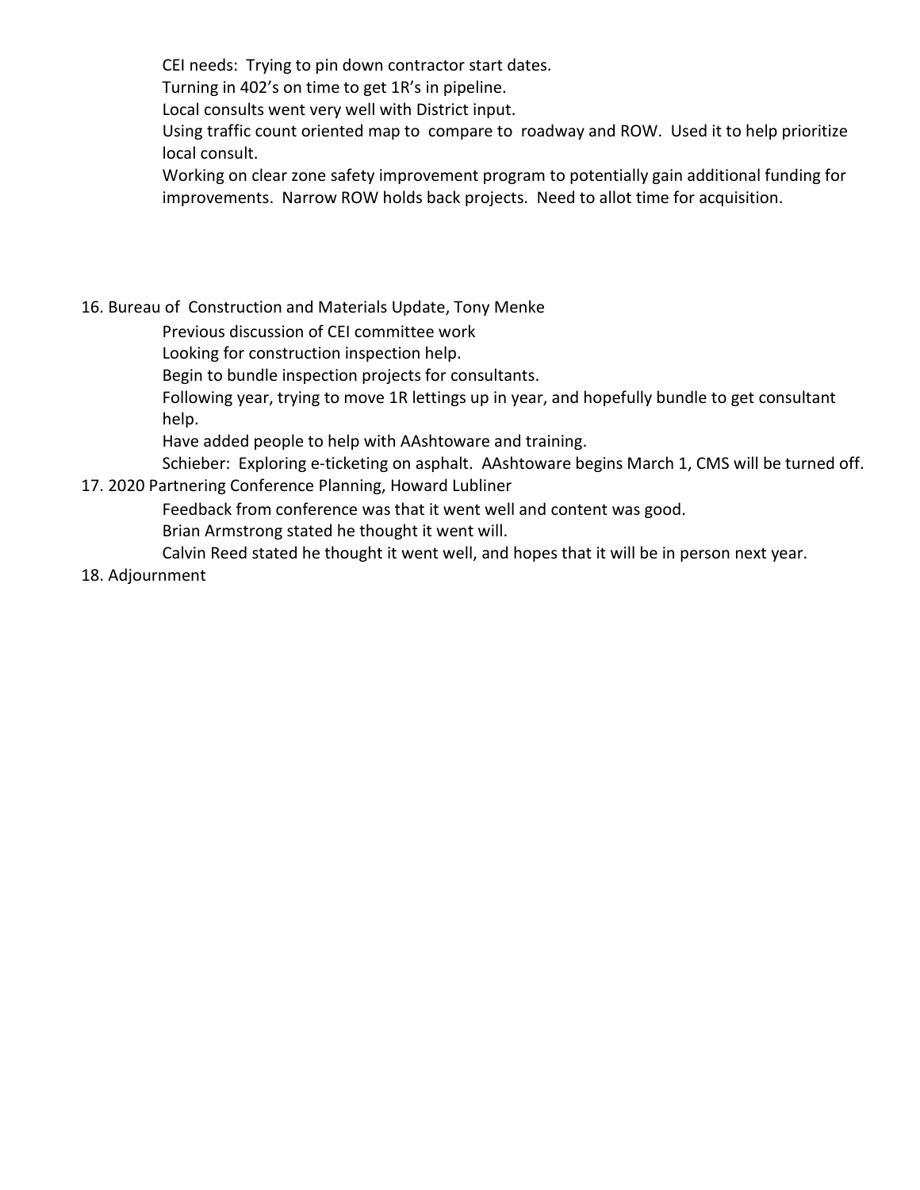CEI needs: Trying to pin down contractor start dates.

Turning in 402's on time to get 1R's in pipeline.

Local consults went very well with District input.

Using traffic count oriented map to compare to roadway and ROW. Used it to help prioritize local consult.

Working on clear zone safety improvement program to potentially gain additional funding for improvements. Narrow ROW holds back projects. Need to allot time for acquisition.

16. Bureau of Construction and Materials Update, Tony Menke

    Previous discussion of CEI committee work

    Looking for construction inspection help.

    Begin to bundle inspection projects for consultants.

    Following year, trying to move 1R lettings up in year, and hopefully bundle to get consultant help.

    Have added people to help with AAshtoware and training.

    Schieber: Exploring e-ticketing on asphalt. AAshtoware begins March 1, CMS will be turned off.

17. 2020 Partnering Conference Planning, Howard Lubliner

    Feedback from conference was that it went well and content was good.

    Brian Armstrong stated he thought it went will.

    Calvin Reed stated he thought it went well, and hopes that it will be in person next year.

18. Adjournment